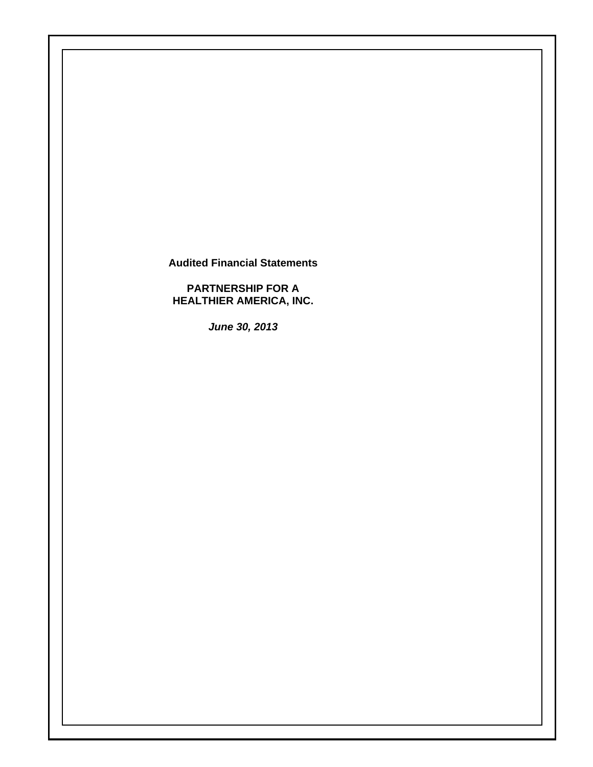**Audited Financial Statements**

**PARTNERSHIP FOR A HEALTHIER AMERICA, INC.**

***June 30, 2013***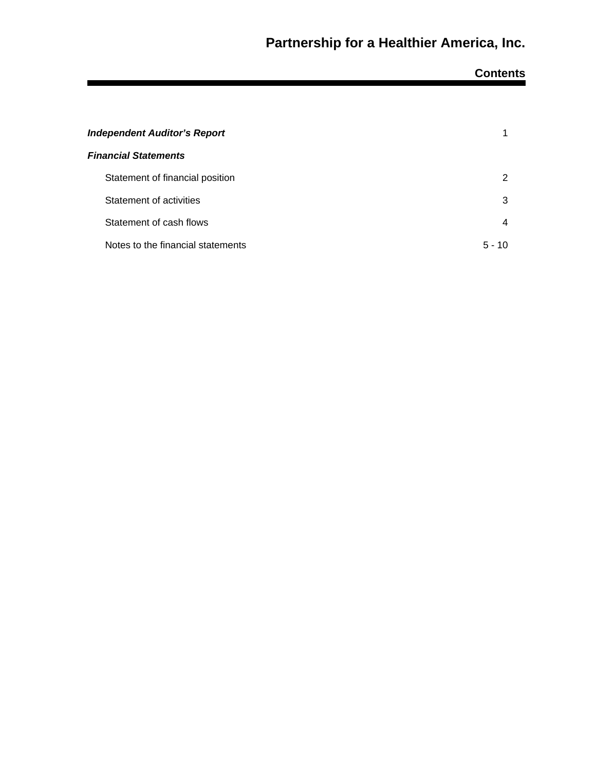# Partnership for a Healthier America, Inc.

## Contents

| | |
|---|---|
| ***Independent Auditor's Report*** | 1 |
| ***Financial Statements*** | |
| Statement of financial position | 2 |
| Statement of activities | 3 |
| Statement of cash flows | 4 |
| Notes to the financial statements | 5 - 10 |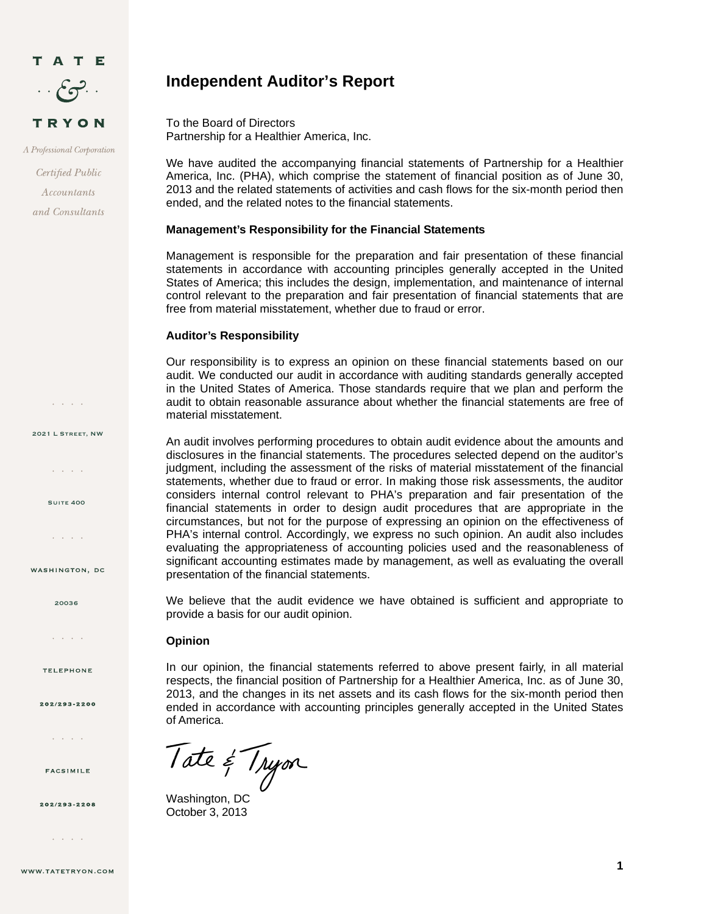TATE & TRYON

A Professional Corporation

Certified Public Accountants and Consultants

2021 L Street, NW

Suite 400

Washington, DC

20036

Telephone

202/293-2200

Facsimile

202/293-2208

www.tatetryon.com

# Independent Auditor's Report

To the Board of Directors
Partnership for a Healthier America, Inc.

We have audited the accompanying financial statements of Partnership for a Healthier America, Inc. (PHA), which comprise the statement of financial position as of June 30, 2013 and the related statements of activities and cash flows for the six-month period then ended, and the related notes to the financial statements.

**Management's Responsibility for the Financial Statements**

Management is responsible for the preparation and fair presentation of these financial statements in accordance with accounting principles generally accepted in the United States of America; this includes the design, implementation, and maintenance of internal control relevant to the preparation and fair presentation of financial statements that are free from material misstatement, whether due to fraud or error.

**Auditor's Responsibility**

Our responsibility is to express an opinion on these financial statements based on our audit. We conducted our audit in accordance with auditing standards generally accepted in the United States of America. Those standards require that we plan and perform the audit to obtain reasonable assurance about whether the financial statements are free of material misstatement.

An audit involves performing procedures to obtain audit evidence about the amounts and disclosures in the financial statements. The procedures selected depend on the auditor's judgment, including the assessment of the risks of material misstatement of the financial statements, whether due to fraud or error. In making those risk assessments, the auditor considers internal control relevant to PHA's preparation and fair presentation of the financial statements in order to design audit procedures that are appropriate in the circumstances, but not for the purpose of expressing an opinion on the effectiveness of PHA's internal control. Accordingly, we express no such opinion. An audit also includes evaluating the appropriateness of accounting policies used and the reasonableness of significant accounting estimates made by management, as well as evaluating the overall presentation of the financial statements.

We believe that the audit evidence we have obtained is sufficient and appropriate to provide a basis for our audit opinion.

**Opinion**

In our opinion, the financial statements referred to above present fairly, in all material respects, the financial position of Partnership for a Healthier America, Inc. as of June 30, 2013, and the changes in its net assets and its cash flows for the six-month period then ended in accordance with accounting principles generally accepted in the United States of America.

Tate & Tryon

Washington, DC
October 3, 2013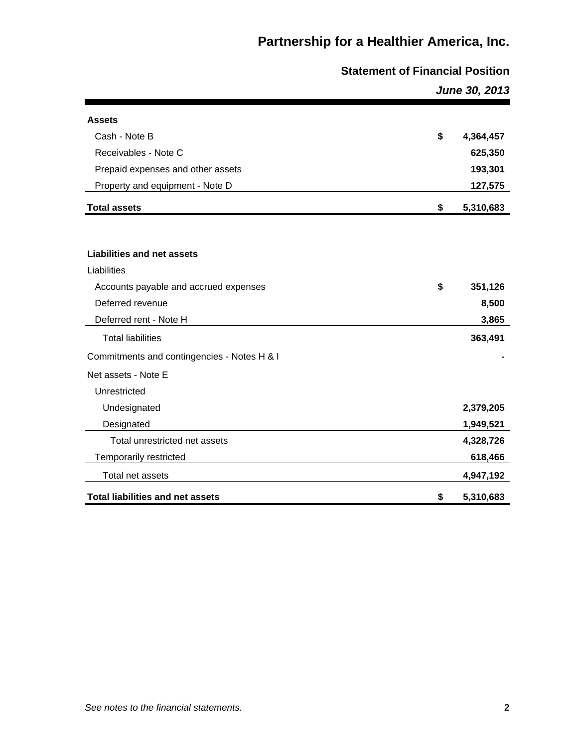# Partnership for a Healthier America, Inc.

## Statement of Financial Position

***June 30, 2013***

| | | |
|---|---|---|
| **Assets** | | |
| Cash - Note B | **$** | **4,364,457** |
| Receivables - Note C | | **625,350** |
| Prepaid expenses and other assets | | **193,301** |
| Property and equipment - Note D | | **127,575** |
| **Total assets** | **$** | **5,310,683** |

| | | |
|---|---|---|
| **Liabilities and net assets** | | |
| Liabilities | | |
| Accounts payable and accrued expenses | **$** | **351,126** |
| Deferred revenue | | **8,500** |
| Deferred rent - Note H | | **3,865** |
| Total liabilities | | **363,491** |
| Commitments and contingencies - Notes H & I | | **-** |
| Net assets - Note E | | |
| Unrestricted | | |
| Undesignated | | **2,379,205** |
| Designated | | **1,949,521** |
| Total unrestricted net assets | | **4,328,726** |
| Temporarily restricted | | **618,466** |
| Total net assets | | **4,947,192** |
| **Total liabilities and net assets** | **$** | **5,310,683** |

*See notes to the financial statements.*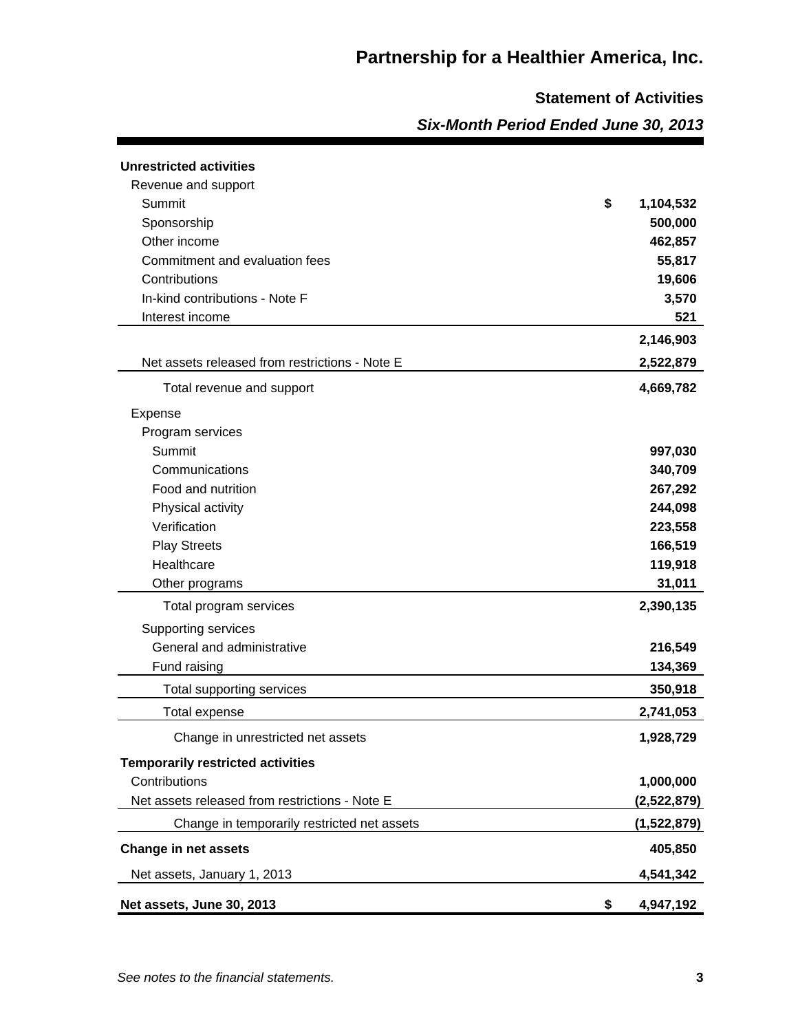# Partnership for a Healthier America, Inc.

## Statement of Activities

### *Six-Month Period Ended June 30, 2013*

| | |
|---|---|
| **Unrestricted activities** | |
| Revenue and support | |
| Summit | $ 1,104,532 |
| Sponsorship | 500,000 |
| Other income | 462,857 |
| Commitment and evaluation fees | 55,817 |
| Contributions | 19,606 |
| In-kind contributions - Note F | 3,570 |
| Interest income | 521 |
| | 2,146,903 |
| Net assets released from restrictions - Note E | 2,522,879 |
| Total revenue and support | 4,669,782 |
| Expense | |
| Program services | |
| Summit | 997,030 |
| Communications | 340,709 |
| Food and nutrition | 267,292 |
| Physical activity | 244,098 |
| Verification | 223,558 |
| Play Streets | 166,519 |
| Healthcare | 119,918 |
| Other programs | 31,011 |
| Total program services | 2,390,135 |
| Supporting services | |
| General and administrative | 216,549 |
| Fund raising | 134,369 |
| Total supporting services | 350,918 |
| Total expense | 2,741,053 |
| Change in unrestricted net assets | 1,928,729 |
| **Temporarily restricted activities** | |
| Contributions | 1,000,000 |
| Net assets released from restrictions - Note E | (2,522,879) |
| Change in temporarily restricted net assets | (1,522,879) |
| **Change in net assets** | 405,850 |
| Net assets, January 1, 2013 | 4,541,342 |
| **Net assets, June 30, 2013** | $ 4,947,192 |

*See notes to the financial statements.*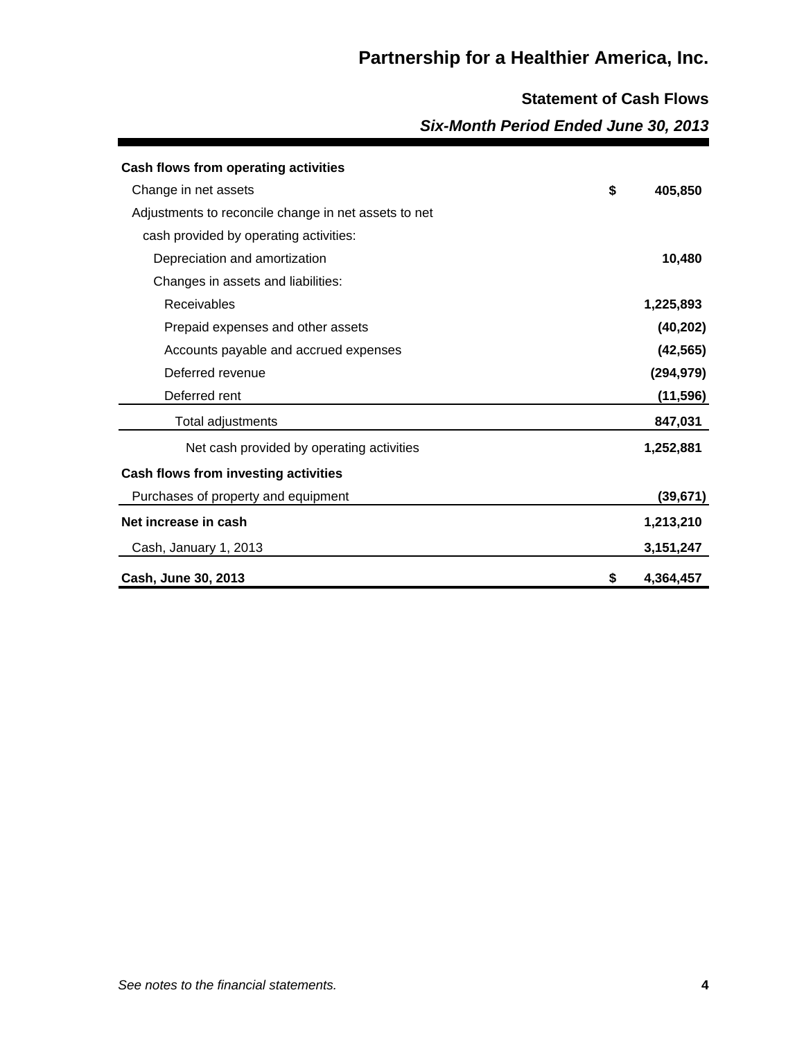# Partnership for a Healthier America, Inc.

## Statement of Cash Flows

### *Six-Month Period Ended June 30, 2013*

| | |
|---|---|
| **Cash flows from operating activities** | |
| Change in net assets | $ 405,850 |
| Adjustments to reconcile change in net assets to net cash provided by operating activities: | |
| Depreciation and amortization | 10,480 |
| Changes in assets and liabilities: | |
| Receivables | 1,225,893 |
| Prepaid expenses and other assets | (40,202) |
| Accounts payable and accrued expenses | (42,565) |
| Deferred revenue | (294,979) |
| Deferred rent | (11,596) |
| Total adjustments | 847,031 |
| Net cash provided by operating activities | 1,252,881 |
| **Cash flows from investing activities** | |
| Purchases of property and equipment | (39,671) |
| **Net increase in cash** | 1,213,210 |
| Cash, January 1, 2013 | 3,151,247 |
| **Cash, June 30, 2013** | $ 4,364,457 |

*See notes to the financial statements.*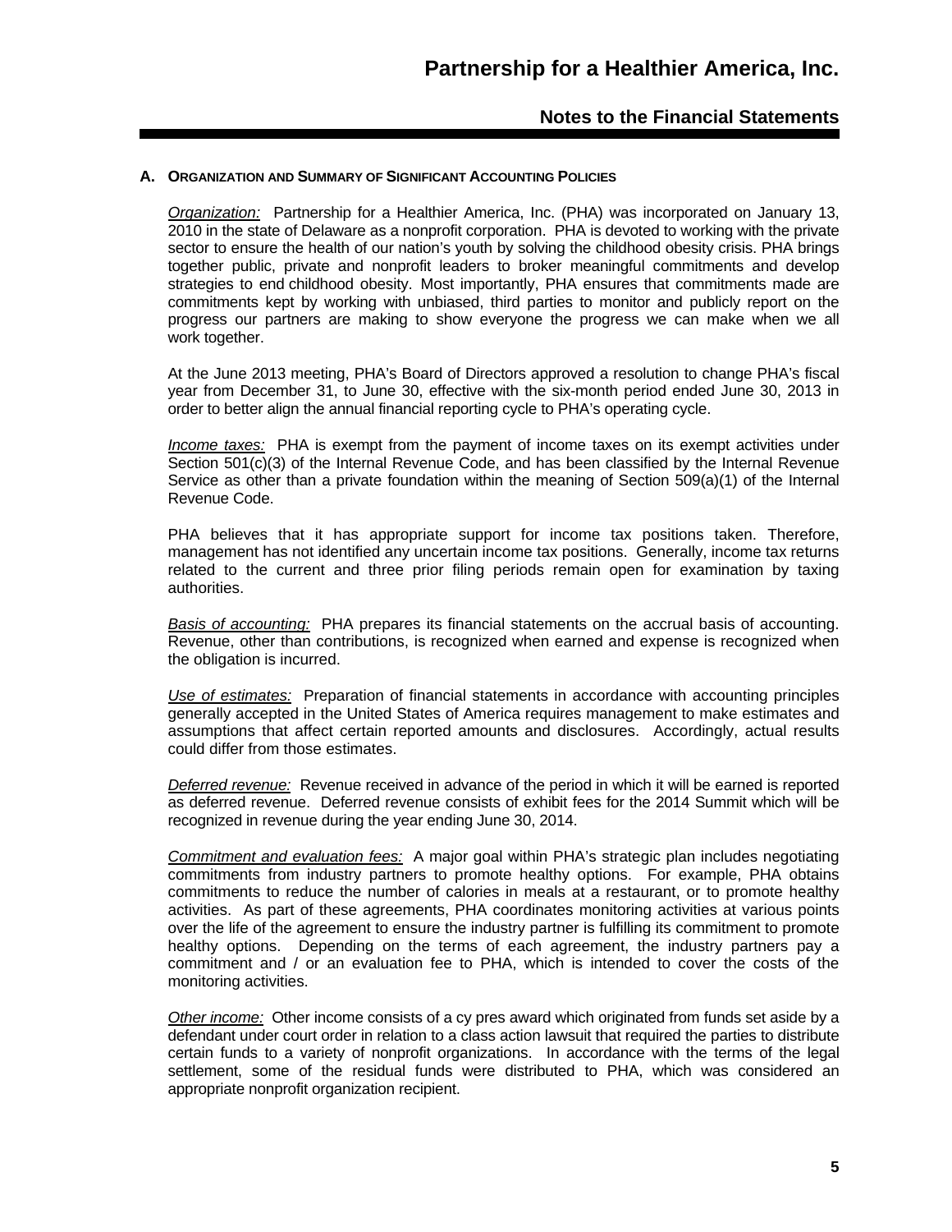# Partnership for a Healthier America, Inc.

## Notes to the Financial Statements

**A. ORGANIZATION AND SUMMARY OF SIGNIFICANT ACCOUNTING POLICIES**

*Organization:* Partnership for a Healthier America, Inc. (PHA) was incorporated on January 13, 2010 in the state of Delaware as a nonprofit corporation. PHA is devoted to working with the private sector to ensure the health of our nation's youth by solving the childhood obesity crisis. PHA brings together public, private and nonprofit leaders to broker meaningful commitments and develop strategies to end childhood obesity. Most importantly, PHA ensures that commitments made are commitments kept by working with unbiased, third parties to monitor and publicly report on the progress our partners are making to show everyone the progress we can make when we all work together.

At the June 2013 meeting, PHA's Board of Directors approved a resolution to change PHA's fiscal year from December 31, to June 30, effective with the six-month period ended June 30, 2013 in order to better align the annual financial reporting cycle to PHA's operating cycle.

*Income taxes:* PHA is exempt from the payment of income taxes on its exempt activities under Section 501(c)(3) of the Internal Revenue Code, and has been classified by the Internal Revenue Service as other than a private foundation within the meaning of Section 509(a)(1) of the Internal Revenue Code.

PHA believes that it has appropriate support for income tax positions taken. Therefore, management has not identified any uncertain income tax positions. Generally, income tax returns related to the current and three prior filing periods remain open for examination by taxing authorities.

*Basis of accounting:* PHA prepares its financial statements on the accrual basis of accounting. Revenue, other than contributions, is recognized when earned and expense is recognized when the obligation is incurred.

*Use of estimates:* Preparation of financial statements in accordance with accounting principles generally accepted in the United States of America requires management to make estimates and assumptions that affect certain reported amounts and disclosures. Accordingly, actual results could differ from those estimates.

*Deferred revenue:* Revenue received in advance of the period in which it will be earned is reported as deferred revenue. Deferred revenue consists of exhibit fees for the 2014 Summit which will be recognized in revenue during the year ending June 30, 2014.

*Commitment and evaluation fees:* A major goal within PHA's strategic plan includes negotiating commitments from industry partners to promote healthy options. For example, PHA obtains commitments to reduce the number of calories in meals at a restaurant, or to promote healthy activities. As part of these agreements, PHA coordinates monitoring activities at various points over the life of the agreement to ensure the industry partner is fulfilling its commitment to promote healthy options. Depending on the terms of each agreement, the industry partners pay a commitment and / or an evaluation fee to PHA, which is intended to cover the costs of the monitoring activities.

*Other income:* Other income consists of a cy pres award which originated from funds set aside by a defendant under court order in relation to a class action lawsuit that required the parties to distribute certain funds to a variety of nonprofit organizations. In accordance with the terms of the legal settlement, some of the residual funds were distributed to PHA, which was considered an appropriate nonprofit organization recipient.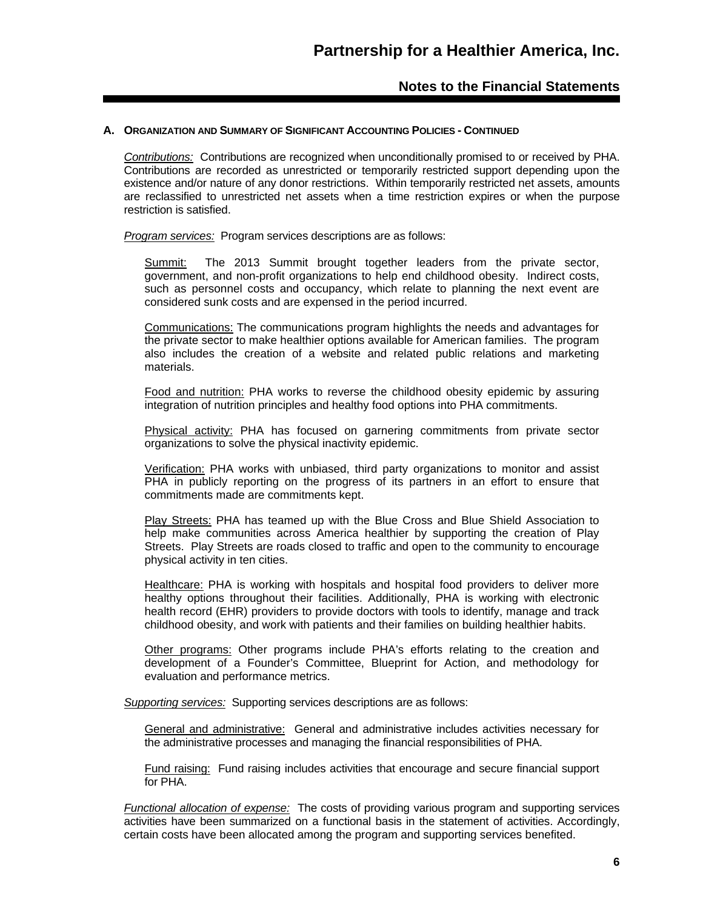## A. Organization and Summary of Significant Accounting Policies - Continued

*Contributions:* Contributions are recognized when unconditionally promised to or received by PHA. Contributions are recorded as unrestricted or temporarily restricted support depending upon the existence and/or nature of any donor restrictions. Within temporarily restricted net assets, amounts are reclassified to unrestricted net assets when a time restriction expires or when the purpose restriction is satisfied.

*Program services:* Program services descriptions are as follows:

Summit: The 2013 Summit brought together leaders from the private sector, government, and non-profit organizations to help end childhood obesity. Indirect costs, such as personnel costs and occupancy, which relate to planning the next event are considered sunk costs and are expensed in the period incurred.

Communications: The communications program highlights the needs and advantages for the private sector to make healthier options available for American families. The program also includes the creation of a website and related public relations and marketing materials.

Food and nutrition: PHA works to reverse the childhood obesity epidemic by assuring integration of nutrition principles and healthy food options into PHA commitments.

Physical activity: PHA has focused on garnering commitments from private sector organizations to solve the physical inactivity epidemic.

Verification: PHA works with unbiased, third party organizations to monitor and assist PHA in publicly reporting on the progress of its partners in an effort to ensure that commitments made are commitments kept.

Play Streets: PHA has teamed up with the Blue Cross and Blue Shield Association to help make communities across America healthier by supporting the creation of Play Streets. Play Streets are roads closed to traffic and open to the community to encourage physical activity in ten cities.

Healthcare: PHA is working with hospitals and hospital food providers to deliver more healthy options throughout their facilities. Additionally, PHA is working with electronic health record (EHR) providers to provide doctors with tools to identify, manage and track childhood obesity, and work with patients and their families on building healthier habits.

Other programs: Other programs include PHA's efforts relating to the creation and development of a Founder's Committee, Blueprint for Action, and methodology for evaluation and performance metrics.

*Supporting services:* Supporting services descriptions are as follows:

General and administrative: General and administrative includes activities necessary for the administrative processes and managing the financial responsibilities of PHA.

Fund raising: Fund raising includes activities that encourage and secure financial support for PHA.

*Functional allocation of expense:* The costs of providing various program and supporting services activities have been summarized on a functional basis in the statement of activities. Accordingly, certain costs have been allocated among the program and supporting services benefited.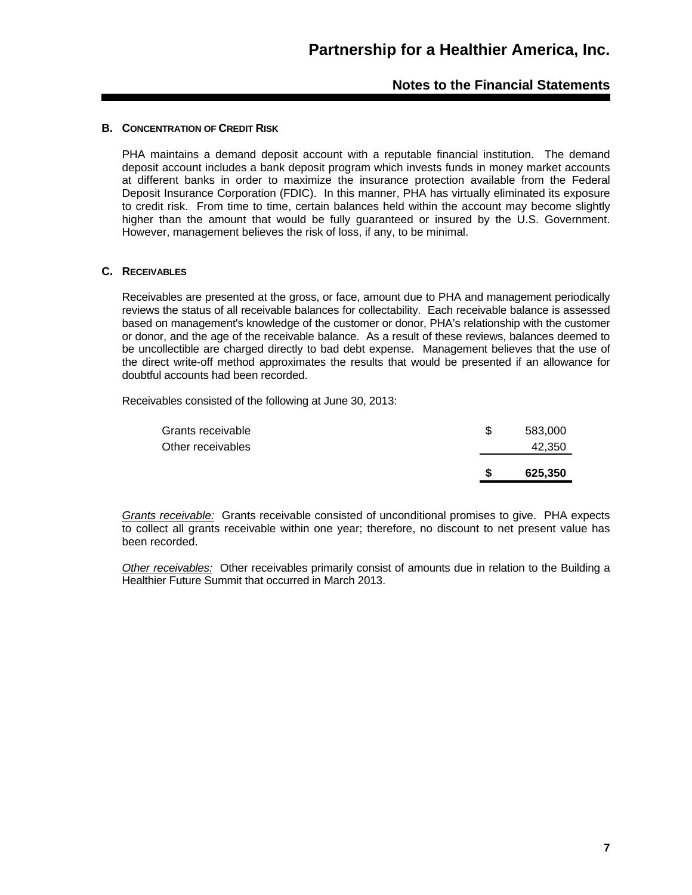### B. Concentration of Credit Risk

PHA maintains a demand deposit account with a reputable financial institution. The demand deposit account includes a bank deposit program which invests funds in money market accounts at different banks in order to maximize the insurance protection available from the Federal Deposit Insurance Corporation (FDIC). In this manner, PHA has virtually eliminated its exposure to credit risk. From time to time, certain balances held within the account may become slightly higher than the amount that would be fully guaranteed or insured by the U.S. Government. However, management believes the risk of loss, if any, to be minimal.

### C. Receivables

Receivables are presented at the gross, or face, amount due to PHA and management periodically reviews the status of all receivable balances for collectability. Each receivable balance is assessed based on management's knowledge of the customer or donor, PHA's relationship with the customer or donor, and the age of the receivable balance. As a result of these reviews, balances deemed to be uncollectible are charged directly to bad debt expense. Management believes that the use of the direct write-off method approximates the results that would be presented if an allowance for doubtful accounts had been recorded.

Receivables consisted of the following at June 30, 2013:

| | | |
|---|---|---|
| Grants receivable | $ | 583,000 |
| Other receivables | | 42,350 |
| | **$** | **625,350** |

*Grants receivable:* Grants receivable consisted of unconditional promises to give. PHA expects to collect all grants receivable within one year; therefore, no discount to net present value has been recorded.

*Other receivables:* Other receivables primarily consist of amounts due in relation to the Building a Healthier Future Summit that occurred in March 2013.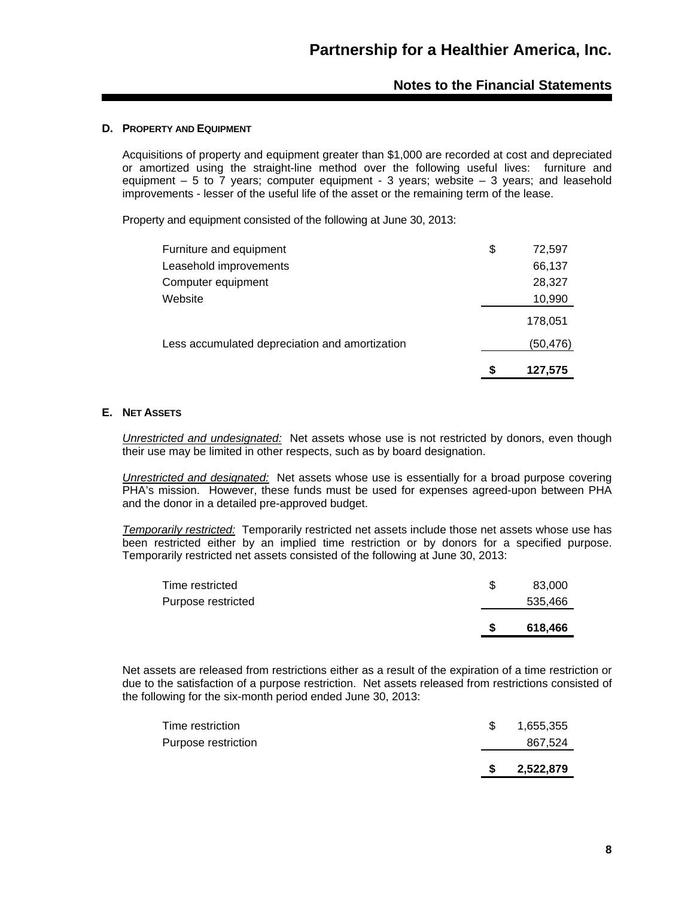### D. PROPERTY AND EQUIPMENT

Acquisitions of property and equipment greater than $1,000 are recorded at cost and depreciated or amortized using the straight-line method over the following useful lives: furniture and equipment – 5 to 7 years; computer equipment - 3 years; website – 3 years; and leasehold improvements - lesser of the useful life of the asset or the remaining term of the lease.

Property and equipment consisted of the following at June 30, 2013:

| | |
|---|---|
| Furniture and equipment | $ 72,597 |
| Leasehold improvements | 66,137 |
| Computer equipment | 28,327 |
| Website | 10,990 |
| | 178,051 |
| Less accumulated depreciation and amortization | (50,476) |
| | **$ 127,575** |

### E. NET ASSETS

*Unrestricted and undesignated:* Net assets whose use is not restricted by donors, even though their use may be limited in other respects, such as by board designation.

*Unrestricted and designated:* Net assets whose use is essentially for a broad purpose covering PHA's mission. However, these funds must be used for expenses agreed-upon between PHA and the donor in a detailed pre-approved budget.

*Temporarily restricted:* Temporarily restricted net assets include those net assets whose use has been restricted either by an implied time restriction or by donors for a specified purpose. Temporarily restricted net assets consisted of the following at June 30, 2013:

| | |
|---|---|
| Time restricted | $ 83,000 |
| Purpose restricted | 535,466 |
| | **$ 618,466** |

Net assets are released from restrictions either as a result of the expiration of a time restriction or due to the satisfaction of a purpose restriction. Net assets released from restrictions consisted of the following for the six-month period ended June 30, 2013:

| | |
|---|---|
| Time restriction | $ 1,655,355 |
| Purpose restriction | 867,524 |
| | **$ 2,522,879** |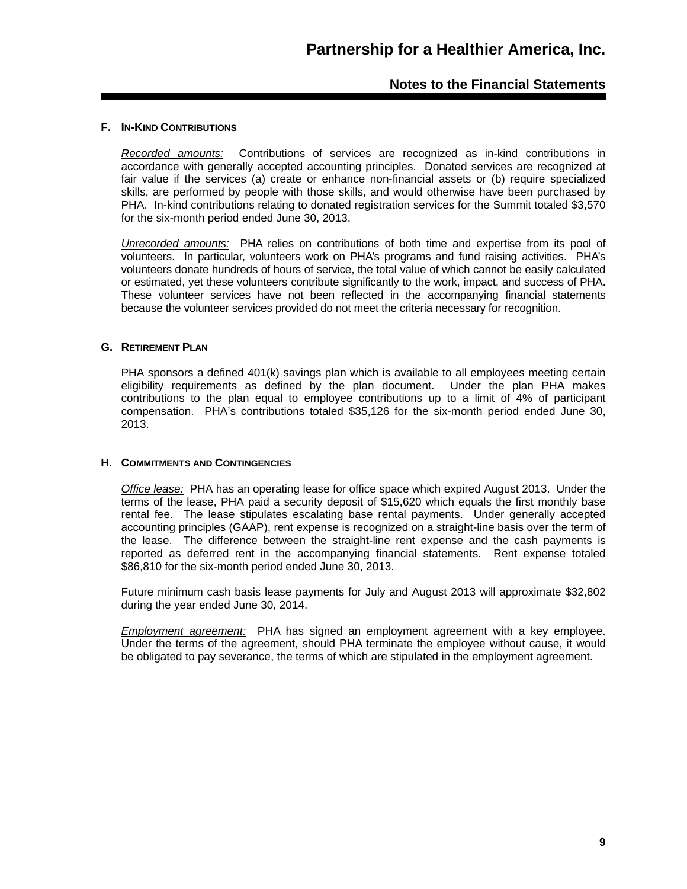### F. In-Kind Contributions

*Recorded amounts:* Contributions of services are recognized as in-kind contributions in accordance with generally accepted accounting principles. Donated services are recognized at fair value if the services (a) create or enhance non-financial assets or (b) require specialized skills, are performed by people with those skills, and would otherwise have been purchased by PHA. In-kind contributions relating to donated registration services for the Summit totaled $3,570 for the six-month period ended June 30, 2013.

*Unrecorded amounts:* PHA relies on contributions of both time and expertise from its pool of volunteers. In particular, volunteers work on PHA's programs and fund raising activities. PHA's volunteers donate hundreds of hours of service, the total value of which cannot be easily calculated or estimated, yet these volunteers contribute significantly to the work, impact, and success of PHA. These volunteer services have not been reflected in the accompanying financial statements because the volunteer services provided do not meet the criteria necessary for recognition.

### G. Retirement Plan

PHA sponsors a defined 401(k) savings plan which is available to all employees meeting certain eligibility requirements as defined by the plan document. Under the plan PHA makes contributions to the plan equal to employee contributions up to a limit of 4% of participant compensation. PHA's contributions totaled $35,126 for the six-month period ended June 30, 2013.

### H. Commitments and Contingencies

*Office lease:* PHA has an operating lease for office space which expired August 2013. Under the terms of the lease, PHA paid a security deposit of $15,620 which equals the first monthly base rental fee. The lease stipulates escalating base rental payments. Under generally accepted accounting principles (GAAP), rent expense is recognized on a straight-line basis over the term of the lease. The difference between the straight-line rent expense and the cash payments is reported as deferred rent in the accompanying financial statements. Rent expense totaled $86,810 for the six-month period ended June 30, 2013.

Future minimum cash basis lease payments for July and August 2013 will approximate $32,802 during the year ended June 30, 2014.

*Employment agreement:* PHA has signed an employment agreement with a key employee. Under the terms of the agreement, should PHA terminate the employee without cause, it would be obligated to pay severance, the terms of which are stipulated in the employment agreement.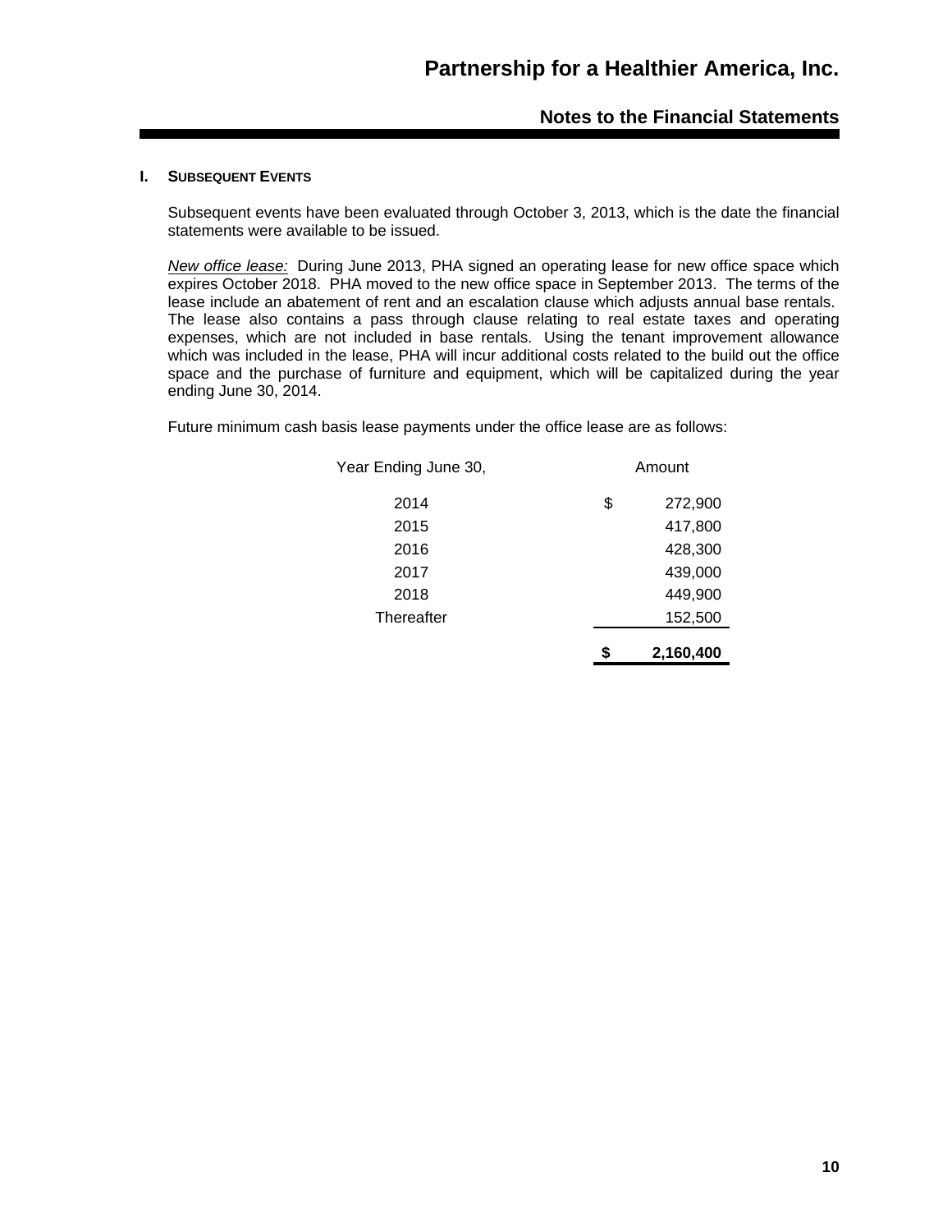## I. Subsequent Events

Subsequent events have been evaluated through October 3, 2013, which is the date the financial statements were available to be issued.

*New office lease:* During June 2013, PHA signed an operating lease for new office space which expires October 2018. PHA moved to the new office space in September 2013. The terms of the lease include an abatement of rent and an escalation clause which adjusts annual base rentals. The lease also contains a pass through clause relating to real estate taxes and operating expenses, which are not included in base rentals. Using the tenant improvement allowance which was included in the lease, PHA will incur additional costs related to the build out the office space and the purchase of furniture and equipment, which will be capitalized during the year ending June 30, 2014.

Future minimum cash basis lease payments under the office lease are as follows:

| Year Ending June 30, | Amount |
|---|---|
| 2014 | $ 272,900 |
| 2015 | 417,800 |
| 2016 | 428,300 |
| 2017 | 439,000 |
| 2018 | 449,900 |
| Thereafter | 152,500 |
| | **$ 2,160,400** |